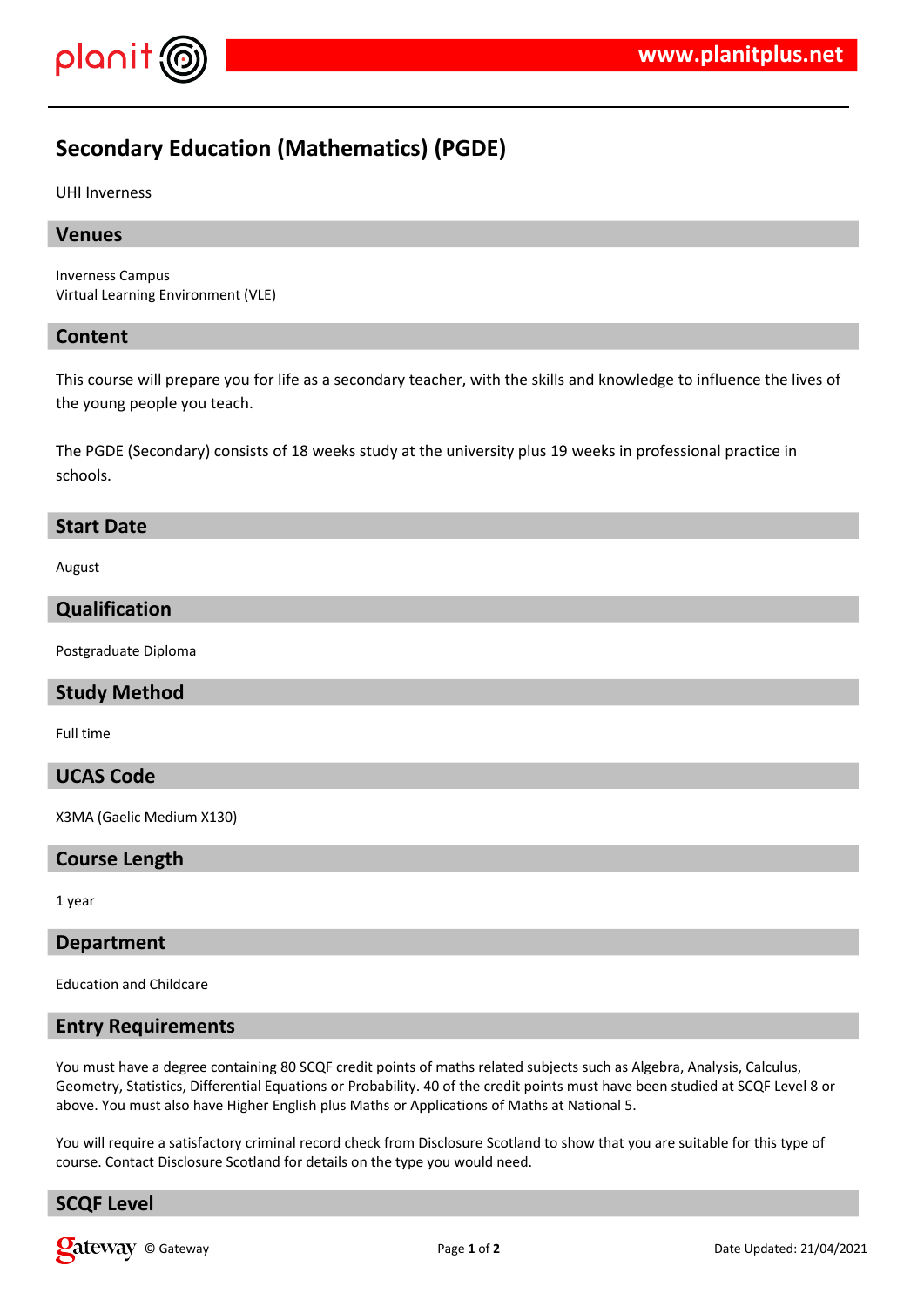# Secondary Education (Mathematics) (PGDE)

UHI Inverness

## Venues

Inverness Campus
Virtual Learning Environment (VLE)

## Content

This course will prepare you for life as a secondary teacher, with the skills and knowledge to influence the lives of the young people you teach.

The PGDE (Secondary) consists of 18 weeks study at the university plus 19 weeks in professional practice in schools.

## Start Date

August

## Qualification

Postgraduate Diploma

## Study Method

Full time

## UCAS Code

X3MA (Gaelic Medium X130)

## Course Length

1 year

## Department

Education and Childcare

## Entry Requirements

You must have a degree containing 80 SCQF credit points of maths related subjects such as Algebra, Analysis, Calculus, Geometry, Statistics, Differential Equations or Probability. 40 of the credit points must have been studied at SCQF Level 8 or above. You must also have Higher English plus Maths or Applications of Maths at National 5.

You will require a satisfactory criminal record check from Disclosure Scotland to show that you are suitable for this type of course. Contact Disclosure Scotland for details on the type you would need.

## SCQF Level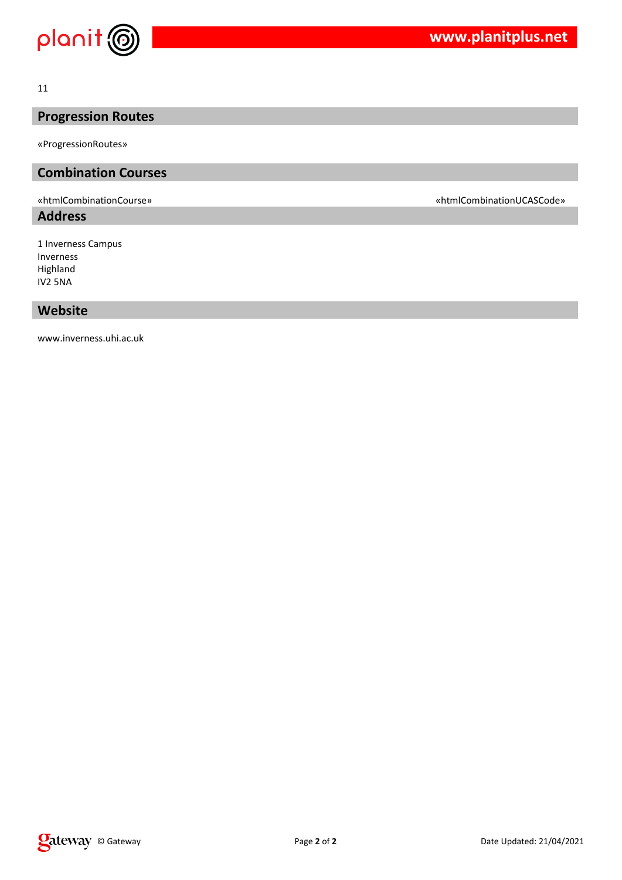11

## Progression Routes

«ProgressionRoutes»

## Combination Courses

«htmlCombinationCourse» «htmlCombinationUCASCode»

## Address

1 Inverness Campus
Inverness
Highland
IV2 5NA

## Website

www.inverness.uhi.ac.uk